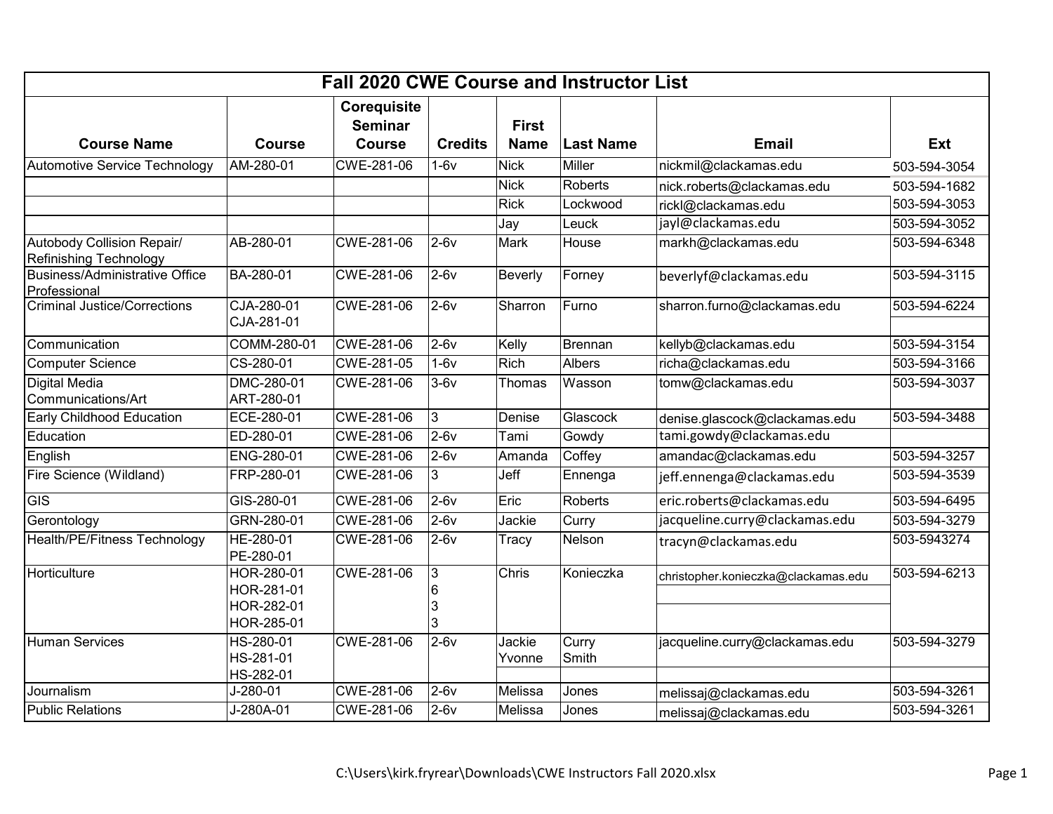# Fall 2020 CWE Course and Instructor List

| Course Name | Course | Corequisite Seminar Course | Credits | First Name | Last Name | Email | Ext |
|---|---|---|---|---|---|---|---|
| Automotive Service Technology | AM-280-01 | CWE-281-06 | 1-6v | Nick | Miller | nickmil@clackamas.edu | 503-594-3054 |
| | | | | Nick | Roberts | nick.roberts@clackamas.edu | 503-594-1682 |
| | | | | Rick | Lockwood | rickl@clackamas.edu | 503-594-3053 |
| | | | | Jay | Leuck | jayl@clackamas.edu | 503-594-3052 |
| Autobody Collision Repair/ Refinishing Technology | AB-280-01 | CWE-281-06 | 2-6v | Mark | House | markh@clackamas.edu | 503-594-6348 |
| Business/Administrative Office Professional | BA-280-01 | CWE-281-06 | 2-6v | Beverly | Forney | beverlyf@clackamas.edu | 503-594-3115 |
| Criminal Justice/Corrections | CJA-280-01<br>CJA-281-01 | CWE-281-06 | 2-6v | Sharron | Furno | sharron.furno@clackamas.edu | 503-594-6224 |
| Communication | COMM-280-01 | CWE-281-06 | 2-6v | Kelly | Brennan | kellyb@clackamas.edu | 503-594-3154 |
| Computer Science | CS-280-01 | CWE-281-05 | 1-6v | Rich | Albers | richa@clackamas.edu | 503-594-3166 |
| Digital Media Communications/Art | DMC-280-01<br>ART-280-01 | CWE-281-06 | 3-6v | Thomas | Wasson | tomw@clackamas.edu | 503-594-3037 |
| Early Childhood Education | ECE-280-01 | CWE-281-06 | 3 | Denise | Glascock | denise.glascock@clackamas.edu | 503-594-3488 |
| Education | ED-280-01 | CWE-281-06 | 2-6v | Tami | Gowdy | tami.gowdy@clackamas.edu | |
| English | ENG-280-01 | CWE-281-06 | 2-6v | Amanda | Coffey | amandac@clackamas.edu | 503-594-3257 |
| Fire Science (Wildland) | FRP-280-01 | CWE-281-06 | 3 | Jeff | Ennenga | jeff.ennenga@clackamas.edu | 503-594-3539 |
| GIS | GIS-280-01 | CWE-281-06 | 2-6v | Eric | Roberts | eric.roberts@clackamas.edu | 503-594-6495 |
| Gerontology | GRN-280-01 | CWE-281-06 | 2-6v | Jackie | Curry | jacqueline.curry@clackamas.edu | 503-594-3279 |
| Health/PE/Fitness Technology | HE-280-01<br>PE-280-01 | CWE-281-06 | 2-6v | Tracy | Nelson | tracyn@clackamas.edu | 503-5943274 |
| Horticulture | HOR-280-01<br>HOR-281-01<br>HOR-282-01<br>HOR-285-01 | CWE-281-06 | 3<br>6<br>3<br>3 | Chris | Konieczka | christopher.konieczka@clackamas.edu | 503-594-6213 |
| Human Services | HS-280-01<br>HS-281-01<br>HS-282-01 | CWE-281-06 | 2-6v | Jackie<br>Yvonne | Curry<br>Smith | jacqueline.curry@clackamas.edu | 503-594-3279 |
| Journalism | J-280-01 | CWE-281-06 | 2-6v | Melissa | Jones | melissaj@clackamas.edu | 503-594-3261 |
| Public Relations | J-280A-01 | CWE-281-06 | 2-6v | Melissa | Jones | melissaj@clackamas.edu | 503-594-3261 |

C:\Users\kirk.fryrear\Downloads\CWE Instructors Fall 2020.xlsx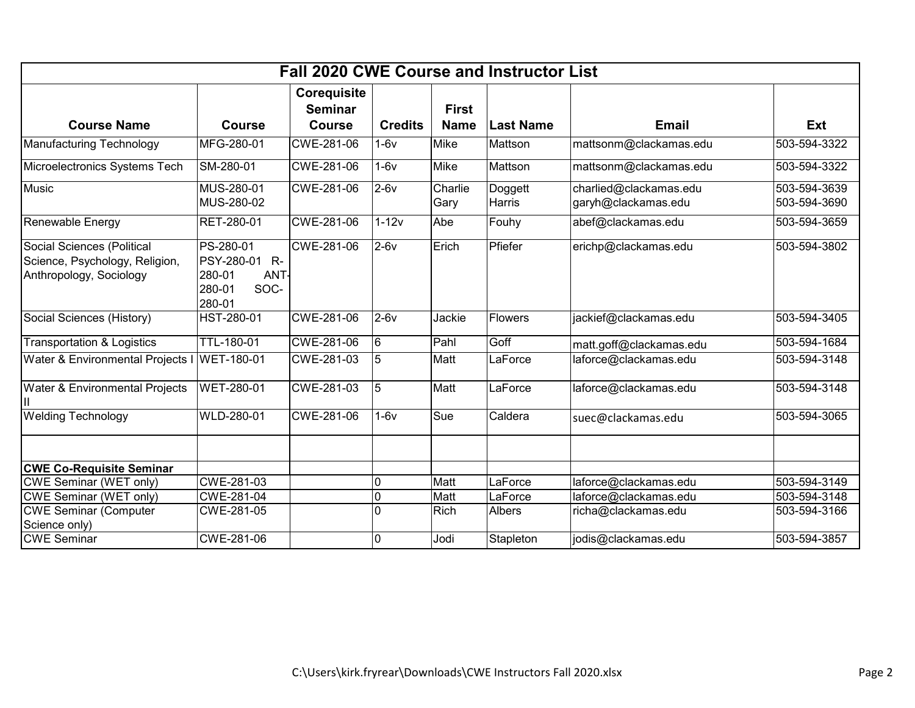| Fall 2020 CWE Course and Instructor List | | | | | | | |
|---|---|---|---|---|---|---|---|
| **Course Name** | **Course** | **Corequisite Seminar Course** | **Credits** | **First Name** | **Last Name** | **Email** | **Ext** |
| Manufacturing Technology | MFG-280-01 | CWE-281-06 | 1-6v | Mike | Mattson | mattsonm@clackamas.edu | 503-594-3322 |
| Microelectronics Systems Tech | SM-280-01 | CWE-281-06 | 1-6v | Mike | Mattson | mattsonm@clackamas.edu | 503-594-3322 |
| Music | MUS-280-01 MUS-280-02 | CWE-281-06 | 2-6v | Charlie Gary | Doggett Harris | charlied@clackamas.edu garyh@clackamas.edu | 503-594-3639 503-594-3690 |
| Renewable Energy | RET-280-01 | CWE-281-06 | 1-12v | Abe | Fouhy | abef@clackamas.edu | 503-594-3659 |
| Social Sciences (Political Science, Psychology, Religion, Anthropology, Sociology | PS-280-01 PSY-280-01 R-280-01 ANT-280-01 SOC-280-01 | CWE-281-06 | 2-6v | Erich | Pfiefer | erichp@clackamas.edu | 503-594-3802 |
| Social Sciences (History) | HST-280-01 | CWE-281-06 | 2-6v | Jackie | Flowers | jackief@clackamas.edu | 503-594-3405 |
| Transportation & Logistics | TTL-180-01 | CWE-281-06 | 6 | Pahl | Goff | matt.goff@clackamas.edu | 503-594-1684 |
| Water & Environmental Projects I | WET-180-01 | CWE-281-03 | 5 | Matt | LaForce | laforce@clackamas.edu | 503-594-3148 |
| Water & Environmental Projects II | WET-280-01 | CWE-281-03 | 5 | Matt | LaForce | laforce@clackamas.edu | 503-594-3148 |
| Welding Technology | WLD-280-01 | CWE-281-06 | 1-6v | Sue | Caldera | suec@clackamas.edu | 503-594-3065 |
| | | | | | | | |
| **CWE Co-Requisite Seminar** | | | | | | | |
| CWE Seminar (WET only) | CWE-281-03 | | 0 | Matt | LaForce | laforce@clackamas.edu | 503-594-3149 |
| CWE Seminar (WET only) | CWE-281-04 | | 0 | Matt | LaForce | laforce@clackamas.edu | 503-594-3148 |
| CWE Seminar (Computer Science only) | CWE-281-05 | | 0 | Rich | Albers | richa@clackamas.edu | 503-594-3166 |
| CWE Seminar | CWE-281-06 | | 0 | Jodi | Stapleton | jodis@clackamas.edu | 503-594-3857 |

C:\Users\kirk.fryrear\Downloads\CWE Instructors Fall 2020.xlsx